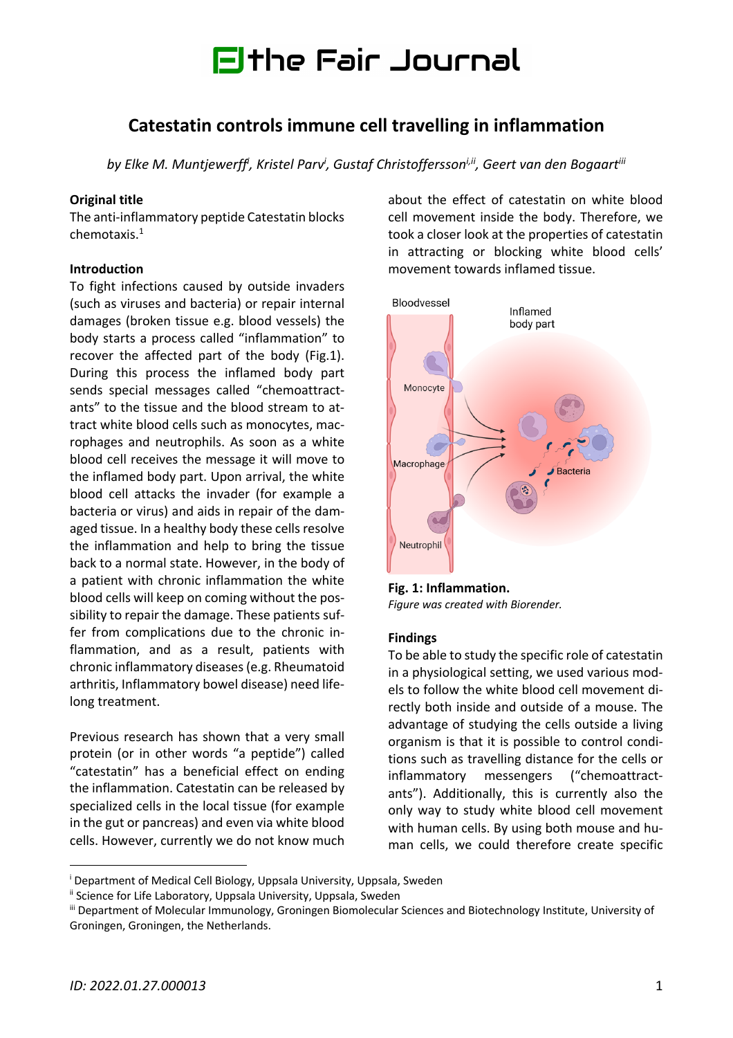# the Fair Journal

## Catestatin controls immune cell travelling in inflammation

*by Elke M. Muntjewerff[i], Kristel Parv[i], Gustaf Christoffersson[i,ii], Geert van den Bogaart[iii]*

**Original title**

The anti-inflammatory peptide Catestatin blocks chemotaxis.[1]

**Introduction**

To fight infections caused by outside invaders (such as viruses and bacteria) or repair internal damages (broken tissue e.g. blood vessels) the body starts a process called "inflammation" to recover the affected part of the body (Fig.1). During this process the inflamed body part sends special messages called "chemoattractants" to the tissue and the blood stream to attract white blood cells such as monocytes, macrophages and neutrophils. As soon as a white blood cell receives the message it will move to the inflamed body part. Upon arrival, the white blood cell attacks the invader (for example a bacteria or virus) and aids in repair of the damaged tissue. In a healthy body these cells resolve the inflammation and help to bring the tissue back to a normal state. However, in the body of a patient with chronic inflammation the white blood cells will keep on coming without the possibility to repair the damage. These patients suffer from complications due to the chronic inflammation, and as a result, patients with chronic inflammatory diseases (e.g. Rheumatoid arthritis, Inflammatory bowel disease) need lifelong treatment.

Previous research has shown that a very small protein (or in other words "a peptide") called "catestatin" has a beneficial effect on ending the inflammation. Catestatin can be released by specialized cells in the local tissue (for example in the gut or pancreas) and even via white blood cells. However, currently we do not know much about the effect of catestatin on white blood cell movement inside the body. Therefore, we took a closer look at the properties of catestatin in attracting or blocking white blood cells' movement towards inflamed tissue.

Bloodvessel

Inflamed body part

Monocyte

Macrophage

Neutrophil

Bacteria

**Fig. 1: Inflammation.**
*Figure was created with Biorender.*

**Findings**

To be able to study the specific role of catestatin in a physiological setting, we used various models to follow the white blood cell movement directly both inside and outside of a mouse. The advantage of studying the cells outside a living organism is that it is possible to control conditions such as travelling distance for the cells or inflammatory messengers ("chemoattractants"). Additionally, this is currently also the only way to study white blood cell movement with human cells. By using both mouse and human cells, we could therefore create specific

---

[i] Department of Medical Cell Biology, Uppsala University, Uppsala, Sweden

[ii] Science for Life Laboratory, Uppsala University, Uppsala, Sweden

[iii] Department of Molecular Immunology, Groningen Biomolecular Sciences and Biotechnology Institute, University of Groningen, Groningen, the Netherlands.

*ID: 2022.01.27.000013*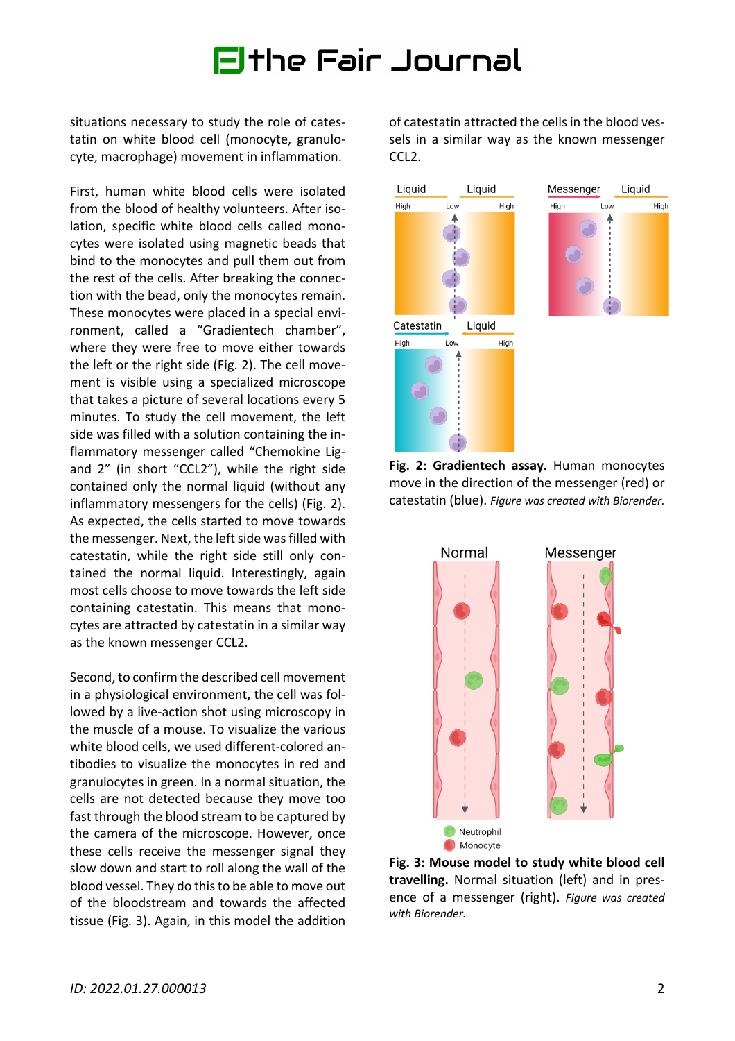situations necessary to study the role of catestatin on white blood cell (monocyte, granulocyte, macrophage) movement in inflammation.

First, human white blood cells were isolated from the blood of healthy volunteers. After isolation, specific white blood cells called monocytes were isolated using magnetic beads that bind to the monocytes and pull them out from the rest of the cells. After breaking the connection with the bead, only the monocytes remain. These monocytes were placed in a special environment, called a "Gradientech chamber", where they were free to move either towards the left or the right side (Fig. 2). The cell movement is visible using a specialized microscope that takes a picture of several locations every 5 minutes. To study the cell movement, the left side was filled with a solution containing the inflammatory messenger called "Chemokine Ligand 2" (in short "CCL2"), while the right side contained only the normal liquid (without any inflammatory messengers for the cells) (Fig. 2). As expected, the cells started to move towards the messenger. Next, the left side was filled with catestatin, while the right side still only contained the normal liquid. Interestingly, again most cells choose to move towards the left side containing catestatin. This means that monocytes are attracted by catestatin in a similar way as the known messenger CCL2.

Second, to confirm the described cell movement in a physiological environment, the cell was followed by a live-action shot using microscopy in the muscle of a mouse. To visualize the various white blood cells, we used different-colored antibodies to visualize the monocytes in red and granulocytes in green. In a normal situation, the cells are not detected because they move too fast through the blood stream to be captured by the camera of the microscope. However, once these cells receive the messenger signal they slow down and start to roll along the wall of the blood vessel. They do this to be able to move out of the bloodstream and towards the affected tissue (Fig. 3). Again, in this model the addition of catestatin attracted the cells in the blood vessels in a similar way as the known messenger CCL2.

**Fig. 2: Gradientech assay.** Human monocytes move in the direction of the messenger (red) or catestatin (blue). *Figure was created with Biorender.*

**Fig. 3: Mouse model to study white blood cell travelling.** Normal situation (left) and in presence of a messenger (right). *Figure was created with Biorender.*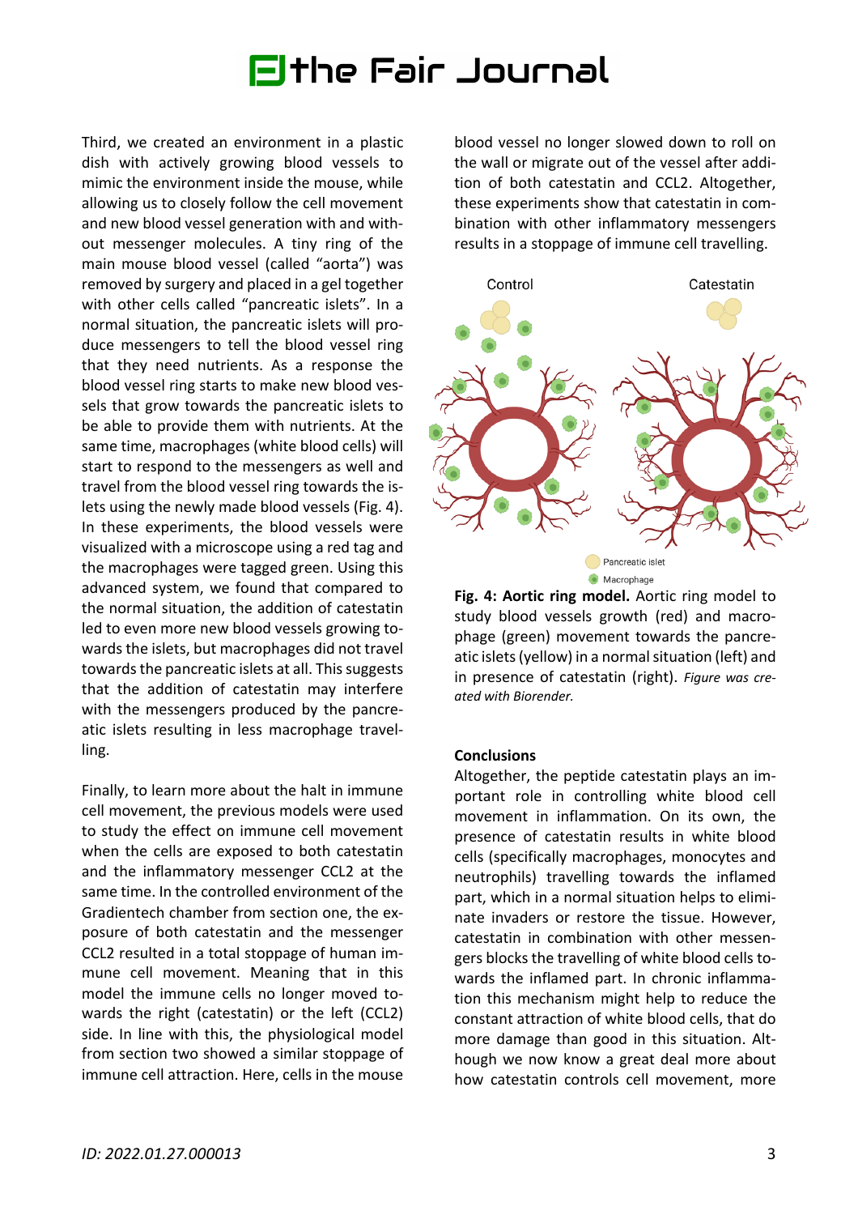Third, we created an environment in a plastic dish with actively growing blood vessels to mimic the environment inside the mouse, while allowing us to closely follow the cell movement and new blood vessel generation with and without messenger molecules. A tiny ring of the main mouse blood vessel (called "aorta") was removed by surgery and placed in a gel together with other cells called "pancreatic islets". In a normal situation, the pancreatic islets will produce messengers to tell the blood vessel ring that they need nutrients. As a response the blood vessel ring starts to make new blood vessels that grow towards the pancreatic islets to be able to provide them with nutrients. At the same time, macrophages (white blood cells) will start to respond to the messengers as well and travel from the blood vessel ring towards the islets using the newly made blood vessels (Fig. 4). In these experiments, the blood vessels were visualized with a microscope using a red tag and the macrophages were tagged green. Using this advanced system, we found that compared to the normal situation, the addition of catestatin led to even more new blood vessels growing towards the islets, but macrophages did not travel towards the pancreatic islets at all. This suggests that the addition of catestatin may interfere with the messengers produced by the pancreatic islets resulting in less macrophage travelling.

Finally, to learn more about the halt in immune cell movement, the previous models were used to study the effect on immune cell movement when the cells are exposed to both catestatin and the inflammatory messenger CCL2 at the same time. In the controlled environment of the Gradientech chamber from section one, the exposure of both catestatin and the messenger CCL2 resulted in a total stoppage of human immune cell movement. Meaning that in this model the immune cells no longer moved towards the right (catestatin) or the left (CCL2) side. In line with this, the physiological model from section two showed a similar stoppage of immune cell attraction. Here, cells in the mouse blood vessel no longer slowed down to roll on the wall or migrate out of the vessel after addition of both catestatin and CCL2. Altogether, these experiments show that catestatin in combination with other inflammatory messengers results in a stoppage of immune cell travelling.

Control

Catestatin

Pancreatic islet

Macrophage

**Fig. 4: Aortic ring model.** Aortic ring model to study blood vessels growth (red) and macrophage (green) movement towards the pancreatic islets (yellow) in a normal situation (left) and in presence of catestatin (right). *Figure was created with Biorender.*

## Conclusions

Altogether, the peptide catestatin plays an important role in controlling white blood cell movement in inflammation. On its own, the presence of catestatin results in white blood cells (specifically macrophages, monocytes and neutrophils) travelling towards the inflamed part, which in a normal situation helps to eliminate invaders or restore the tissue. However, catestatin in combination with other messengers blocks the travelling of white blood cells towards the inflamed part. In chronic inflammation this mechanism might help to reduce the constant attraction of white blood cells, that do more damage than good in this situation. Although we now know a great deal more about how catestatin controls cell movement, more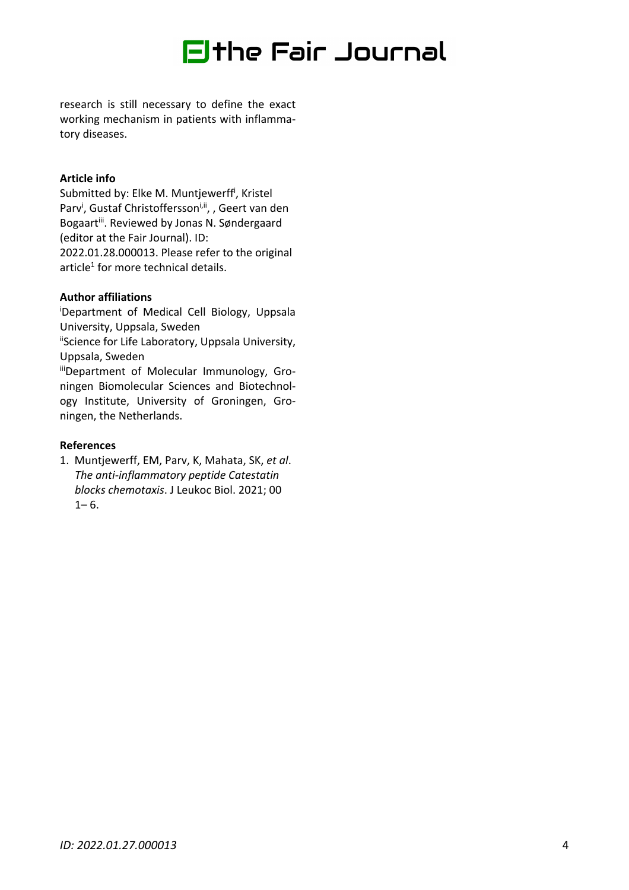research is still necessary to define the exact working mechanism in patients with inflammatory diseases.

**Article info**

Submitted by: Elke M. Muntjewerff[i], Kristel Parv[i], Gustaf Christoffersson[i,ii], , Geert van den Bogaart[iii]. Reviewed by Jonas N. Søndergaard (editor at the Fair Journal). ID: 2022.01.28.000013. Please refer to the original article[1] for more technical details.

**Author affiliations**

[i]Department of Medical Cell Biology, Uppsala University, Uppsala, Sweden

[ii]Science for Life Laboratory, Uppsala University, Uppsala, Sweden

[iii]Department of Molecular Immunology, Groningen Biomolecular Sciences and Biotechnology Institute, University of Groningen, Groningen, the Netherlands.

**References**

1. Muntjewerff, EM, Parv, K, Mahata, SK, *et al*. *The anti-inflammatory peptide Catestatin blocks chemotaxis*. J Leukoc Biol. 2021; 00 1– 6.